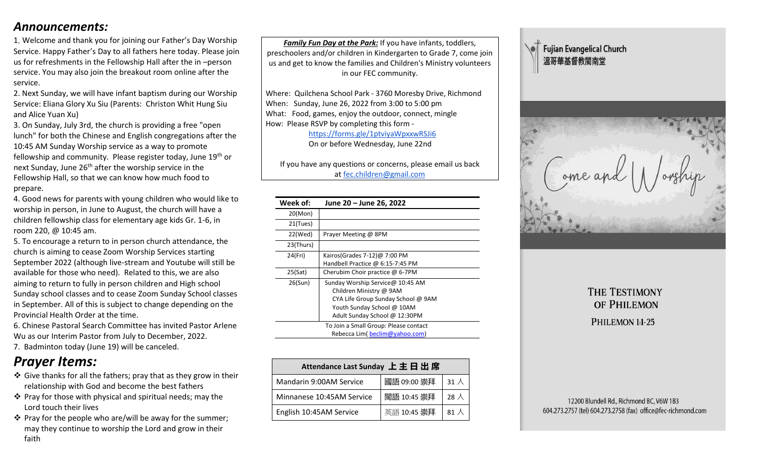## *Announcements:*

1. Welcome and thank you for joining our Father's Day Worship Service. Happy Father's Day to all fathers here today. Please join us for refreshments in the Fellowship Hall after the in –person service. You may also join the breakout room online after the service.
2. Next Sunday, we will have infant baptism during our Worship Service: Eliana Glory Xu Siu (Parents: Christon Whit Hung Siu and Alice Yuan Xu)
3. On Sunday, July 3rd, the church is providing a free "open lunch" for both the Chinese and English congregations after the 10:45 AM Sunday Worship service as a way to promote fellowship and community. Please register today, June 19th or next Sunday, June 26th after the worship service in the Fellowship Hall, so that we can know how much food to prepare.
4. Good news for parents with young children who would like to worship in person, in June to August, the church will have a children fellowship class for elementary age kids Gr. 1-6, in room 220, @ 10:45 am.
5. To encourage a return to in person church attendance, the church is aiming to cease Zoom Worship Services starting September 2022 (although live-stream and Youtube will still be available for those who need). Related to this, we are also aiming to return to fully in person children and High school Sunday school classes and to cease Zoom Sunday School classes in September. All of this is subject to change depending on the Provincial Health Order at the time.
6. Chinese Pastoral Search Committee has invited Pastor Arlene Wu as our Interim Pastor from July to December, 2022.
7. Badminton today (June 19) will be canceled.

## *Prayer Items:*

- Give thanks for all the fathers; pray that as they grow in their relationship with God and become the best fathers
- Pray for those with physical and spiritual needs; may the Lord touch their lives
- Pray for the people who are/will be away for the summer; may they continue to worship the Lord and grow in their faith

***Family Fun Day at the Park:*** If you have infants, toddlers, preschoolers and/or children in Kindergarten to Grade 7, come join us and get to know the families and Children's Ministry volunteers in our FEC community.

Where: Quilchena School Park - 3760 Moresby Drive, Richmond
When: Sunday, June 26, 2022 from 3:00 to 5:00 pm
What: Food, games, enjoy the outdoor, connect, mingle
How: Please RSVP by completing this form - https://forms.gle/1ptviyaWpxxwRSJi6
On or before Wednesday, June 22nd

If you have any questions or concerns, please email us back at fec.children@gmail.com

| Week of: | June 20 – June 26, 2022 |
|---|---|
| 20(Mon) | |
| 21(Tues) | |
| 22(Wed) | Prayer Meeting @ 8PM |
| 23(Thurs) | |
| 24(Fri) | Kairos(Grades 7-12)@ 7:00 PM<br>Handbell Practice @ 6:15-7:45 PM |
| 25(Sat) | Cherubim Choir practice @ 6-7PM |
| 26(Sun) | Sunday Worship Service@ 10:45 AM<br>Children Ministry @ 9AM<br>CYA Life Group Sunday School @ 9AM<br>Youth Sunday School @ 10AM<br>Adult Sunday School @ 12:30PM |
| To Join a Small Group: Please contact Rebecca Lim( beclim@yahoo.com) | |

| Attendance Last Sunday 上主日出席 | | |
|---|---|---|
| Mandarin 9:00AM Service | 國語 09:00 崇拜 | 31 人 |
| Minnanese 10:45AM Service | 閩語 10:45 崇拜 | 28 人 |
| English 10:45AM Service | 英語 10:45 崇拜 | 81 人 |

**Fujian Evangelical Church**
**溫哥華基督教閩南堂**

Come and Worship

THE TESTIMONY OF PHILEMON

PHILEMON 1:1-25

12200 Blundell Rd., Richmond BC, V6W 1B3
604.273.2757 (tel) 604.273.2758 (fax) office@fec-richmond.com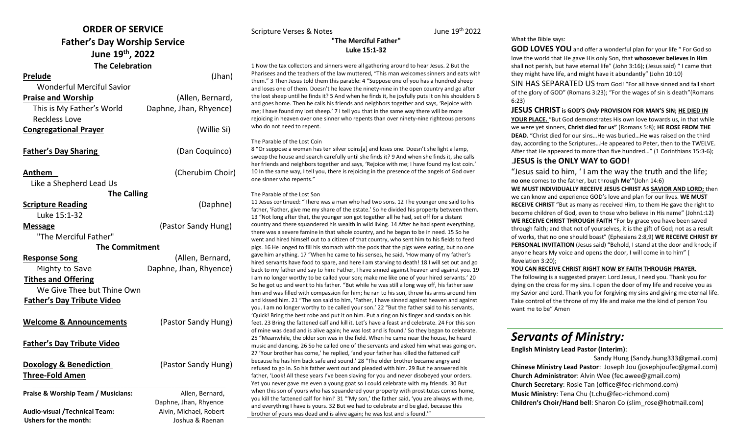# ORDER OF SERVICE

## Father's Day Worship Service

## June 19th, 2022

### The Celebration

**Prelude** (Jhan)
Wonderful Merciful Savior

**Praise and Worship** (Allen, Bernard, Daphne, Jhan, Rhyence)
This is My Father's World
Reckless Love

**Congregational Prayer** (Willie Si)

**Father's Day Sharing** (Dan Coquinco)

**Anthem** (Cherubim Choir)
Like a Shepherd Lead Us

### The Calling

**Scripture Reading** (Daphne)
Luke 15:1-32

**Message** (Pastor Sandy Hung)
"The Merciful Father"

### The Commitment

**Response Song** (Allen, Bernard, Daphne, Jhan, Rhyence)
Mighty to Save

**Tithes and Offering**
We Give Thee but Thine Own

**Father's Day Tribute Video**

**Welcome & Announcements** (Pastor Sandy Hung)

**Father's Day Tribute Video**

**Doxology & Benediction** (Pastor Sandy Hung)

**Three-Fold Amen**

---

**Praise & Worship Team / Musicians:** Allen, Bernard, Daphne, Jhan, Rhyence

**Audio-visual /Technical Team:** Alvin, Michael, Robert

**Ushers for the month:** Joshua & Raenan

---

Scripture Verses & Notes June 19th 2022

**"The Merciful Father"**
**Luke 15:1-32**

1 Now the tax collectors and sinners were all gathering around to hear Jesus. 2 But the Pharisees and the teachers of the law muttered, "This man welcomes sinners and eats with them." 3 Then Jesus told them this parable: 4 "Suppose one of you has a hundred sheep and loses one of them. Doesn't he leave the ninety-nine in the open country and go after the lost sheep until he finds it? 5 And when he finds it, he joyfully puts it on his shoulders 6 and goes home. Then he calls his friends and neighbors together and says, 'Rejoice with me; I have found my lost sheep.' 7 I tell you that in the same way there will be more rejoicing in heaven over one sinner who repents than over ninety-nine righteous persons who do not need to repent.

The Parable of the Lost Coin

8 "Or suppose a woman has ten silver coins[a] and loses one. Doesn't she light a lamp, sweep the house and search carefully until she finds it? 9 And when she finds it, she calls her friends and neighbors together and says, 'Rejoice with me; I have found my lost coin.' 10 In the same way, I tell you, there is rejoicing in the presence of the angels of God over one sinner who repents."

The Parable of the Lost Son

11 Jesus continued: "There was a man who had two sons. 12 The younger one said to his father, 'Father, give me my share of the estate.' So he divided his property between them. 13 "Not long after that, the younger son got together all he had, set off for a distant country and there squandered his wealth in wild living. 14 After he had spent everything, there was a severe famine in that whole country, and he began to be in need. 15 So he went and hired himself out to a citizen of that country, who sent him to his fields to feed pigs. 16 He longed to fill his stomach with the pods that the pigs were eating, but no one gave him anything. 17 "When he came to his senses, he said, 'How many of my father's hired servants have food to spare, and here I am starving to death! 18 I will set out and go back to my father and say to him: Father, I have sinned against heaven and against you. 19 I am no longer worthy to be called your son; make me like one of your hired servants.' 20 So he got up and went to his father. "But while he was still a long way off, his father saw him and was filled with compassion for him; he ran to his son, threw his arms around him and kissed him. 21 "The son said to him, 'Father, I have sinned against heaven and against you. I am no longer worthy to be called your son.' 22 "But the father said to his servants, 'Quick! Bring the best robe and put it on him. Put a ring on his finger and sandals on his feet. 23 Bring the fattened calf and kill it. Let's have a feast and celebrate. 24 For this son of mine was dead and is alive again; he was lost and is found.' So they began to celebrate. 25 "Meanwhile, the older son was in the field. When he came near the house, he heard music and dancing. 26 So he called one of the servants and asked him what was going on. 27 'Your brother has come,' he replied, 'and your father has killed the fattened calf because he has him back safe and sound.' 28 "The older brother became angry and refused to go in. So his father went out and pleaded with him. 29 But he answered his father, 'Look! All these years I've been slaving for you and never disobeyed your orders. Yet you never gave me even a young goat so I could celebrate with my friends. 30 But when this son of yours who has squandered your property with prostitutes comes home, you kill the fattened calf for him!' 31 "'My son,' the father said, 'you are always with me, and everything I have is yours. 32 But we had to celebrate and be glad, because this brother of yours was dead and is alive again; he was lost and is found.'"

---

What the Bible says:

**GOD LOVES YOU** and offer a wonderful plan for your life " For God so love the world that He gave His only Son, that **whosoever believes in Him** shall not perish, but have eternal life" (John 3:16); (Jesus said) " I came that they might have life, and might have it abundantly" (John 10:10)

SIN HAS SEPARATED US from God! "For all have sinned and fall short of the glory of GOD" (Romans 3:23); "For the wages of sin is death"(Romans 6:23)

**JESUS CHRIST is GOD'S *Only* PROVISION FOR MAN'S SIN; HE DIED IN YOUR PLACE.** "But God demonstrates His own love towards us, in that while we were yet sinners, **Christ died for us"** (Romans 5:8); **HE ROSE FROM THE DEAD**. "Christ died for our sins…He was buried…He was raised on the third day, according to the Scriptures…He appeared to Peter, then to the TWELVE. After that He appeared to more than five hundred…" (1 Corinthians 15:3-6);

.**JESUS is the ONLY WAY to GOD!**

"Jesus said to him, ' I am the way the truth and the life; **no one** comes to the father, but through **Me**'"(John 14:6)

**WE MUST INDIVIDUALLY RECEIVE JESUS CHRIST AS SAVIOR AND LORD;** then we can know and experience GOD's love and plan for our lives. **WE MUST RECEIVE CHRIST** "But as many as received Him, to them He gave the right to become children of God, even to those who believe in His name" (John1:12) **WE RECEIVE CHRIST THROUGH FAITH** "For by grace you have been saved through faith; and that not of yourselves, it is the gift of God; not as a result of works, that no one should boast" (Ephesians 2:8,9) **WE RECEIVE CHRIST BY PERSONAL INVITATION** (Jesus said) "Behold, I stand at the door and knock; if anyone hears My voice and opens the door, I will come in to him" ( Revelation 3:20);

**YOU CAN RECEIVE CHRIST RIGHT NOW BY FAITH THROUGH PRAYER.**

The following is a suggested prayer: Lord Jesus, I need you. Thank you for dying on the cross for my sins. I open the door of my life and receive you as my Savior and Lord. Thank you for forgiving my sins and giving me eternal life. Take control of the throne of my life and make me the kind of person You want me to be" Amen

---

# *Servants of Ministry:*

**English Ministry Lead Pastor (Interim)**: Sandy Hung (Sandy.hung333@gmail.com)

**Chinese Ministry Lead Pastor**: Joseph Jou (josephjoufec@gmail.com)

**Church Administrator**: Alvin Wee (fec.awee@gmail.com)

**Church Secretary**: Rosie Tan (office@fec-richmond.com)

**Music Ministry**: Tena Chu (t.chu@fec-richmond.com)

**Children's Choir/Hand bell**: Sharon Co (slim_rose@hotmail.com)